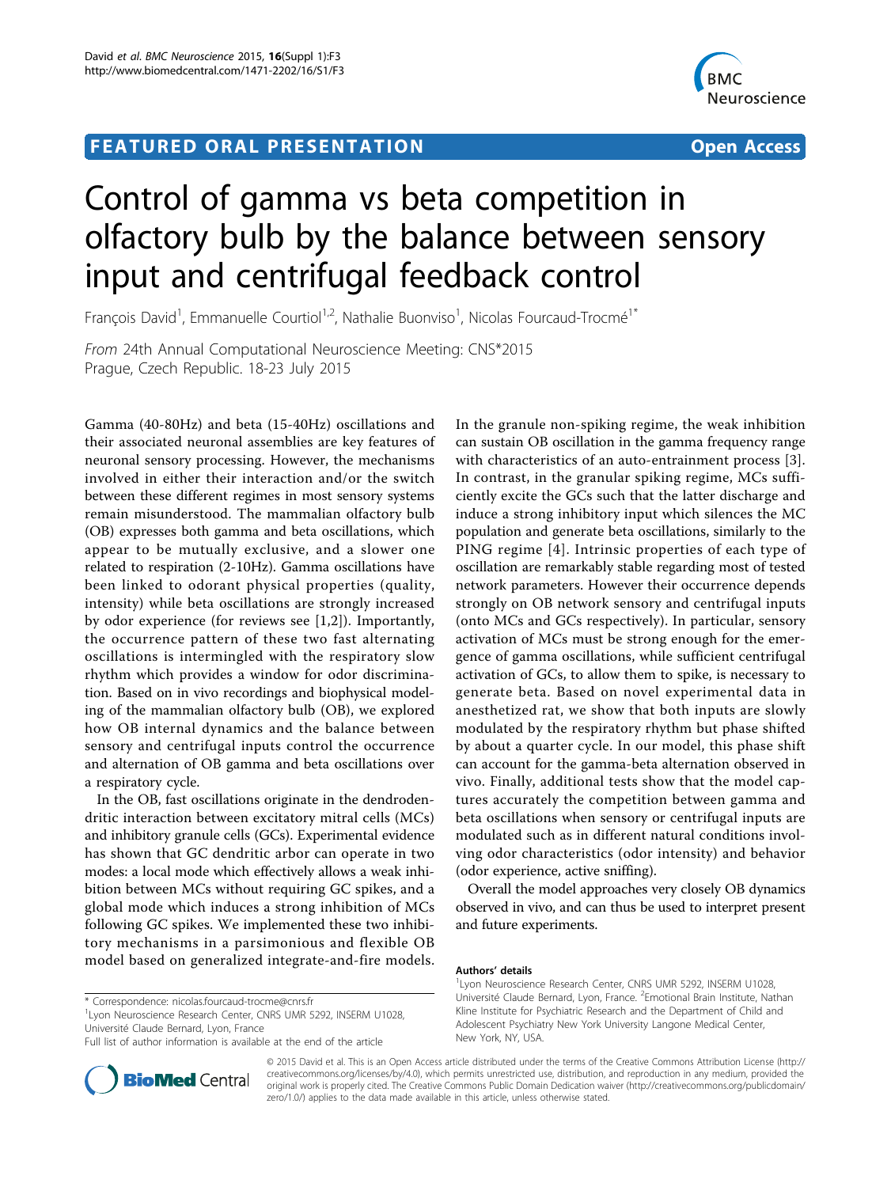**FEATURED ORAL PRESENTATION** **Open Access**

# Control of gamma vs beta competition in olfactory bulb by the balance between sensory input and centrifugal feedback control

François David[1], Emmanuelle Courtiol[1,2], Nathalie Buonviso[1], Nicolas Fourcaud-Trocmé[1*]

*From* 24th Annual Computational Neuroscience Meeting: CNS*2015
Prague, Czech Republic. 18-23 July 2015

Gamma (40-80Hz) and beta (15-40Hz) oscillations and their associated neuronal assemblies are key features of neuronal sensory processing. However, the mechanisms involved in either their interaction and/or the switch between these different regimes in most sensory systems remain misunderstood. The mammalian olfactory bulb (OB) expresses both gamma and beta oscillations, which appear to be mutually exclusive, and a slower one related to respiration (2-10Hz). Gamma oscillations have been linked to odorant physical properties (quality, intensity) while beta oscillations are strongly increased by odor experience (for reviews see [1,2]). Importantly, the occurrence pattern of these two fast alternating oscillations is intermingled with the respiratory slow rhythm which provides a window for odor discrimination. Based on in vivo recordings and biophysical modeling of the mammalian olfactory bulb (OB), we explored how OB internal dynamics and the balance between sensory and centrifugal inputs control the occurrence and alternation of OB gamma and beta oscillations over a respiratory cycle.

In the OB, fast oscillations originate in the dendrodendritic interaction between excitatory mitral cells (MCs) and inhibitory granule cells (GCs). Experimental evidence has shown that GC dendritic arbor can operate in two modes: a local mode which effectively allows a weak inhibition between MCs without requiring GC spikes, and a global mode which induces a strong inhibition of MCs following GC spikes. We implemented these two inhibitory mechanisms in a parsimonious and flexible OB model based on generalized integrate-and-fire models. In the granule non-spiking regime, the weak inhibition can sustain OB oscillation in the gamma frequency range with characteristics of an auto-entrainment process [3]. In contrast, in the granular spiking regime, MCs sufficiently excite the GCs such that the latter discharge and induce a strong inhibitory input which silences the MC population and generate beta oscillations, similarly to the PING regime [4]. Intrinsic properties of each type of oscillation are remarkably stable regarding most of tested network parameters. However their occurrence depends strongly on OB network sensory and centrifugal inputs (onto MCs and GCs respectively). In particular, sensory activation of MCs must be strong enough for the emergence of gamma oscillations, while sufficient centrifugal activation of GCs, to allow them to spike, is necessary to generate beta. Based on novel experimental data in anesthetized rat, we show that both inputs are slowly modulated by the respiratory rhythm but phase shifted by about a quarter cycle. In our model, this phase shift can account for the gamma-beta alternation observed in vivo. Finally, additional tests show that the model captures accurately the competition between gamma and beta oscillations when sensory or centrifugal inputs are modulated such as in different natural conditions involving odor characteristics (odor intensity) and behavior (odor experience, active sniffing).

Overall the model approaches very closely OB dynamics observed in vivo, and can thus be used to interpret present and future experiments.

#### Authors' details

[1]Lyon Neuroscience Research Center, CNRS UMR 5292, INSERM U1028, Université Claude Bernard, Lyon, France. [2]Emotional Brain Institute, Nathan Kline Institute for Psychiatric Research and the Department of Child and Adolescent Psychiatry New York University Langone Medical Center, New York, NY, USA.

\* Correspondence: nicolas.fourcaud-trocme@cnrs.fr
[1]Lyon Neuroscience Research Center, CNRS UMR 5292, INSERM U1028, Université Claude Bernard, Lyon, France
Full list of author information is available at the end of the article

© 2015 David et al. This is an Open Access article distributed under the terms of the Creative Commons Attribution License (http://creativecommons.org/licenses/by/4.0), which permits unrestricted use, distribution, and reproduction in any medium, provided the original work is properly cited. The Creative Commons Public Domain Dedication waiver (http://creativecommons.org/publicdomain/zero/1.0/) applies to the data made available in this article, unless otherwise stated.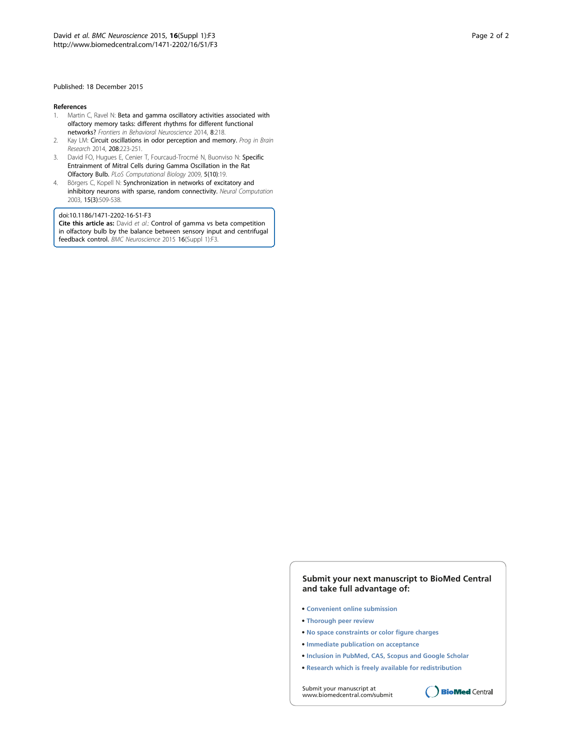Published: 18 December 2015

## References

1. Martin C, Ravel N: **Beta and gamma oscillatory activities associated with olfactory memory tasks: different rhythms for different functional networks?** *Frontiers in Behavioral Neuroscience* 2014, **8**:218.
2. Kay LM: **Circuit oscillations in odor perception and memory.** *Prog in Brain Research* 2014, **208**:223-251.
3. David FO, Hugues E, Cenier T, Fourcaud-Trocmé N, Buonviso N: **Specific Entrainment of Mitral Cells during Gamma Oscillation in the Rat Olfactory Bulb.** *PLoS Computational Biology* 2009, **5(10)**:19.
4. Börgers C, Kopell N: **Synchronization in networks of excitatory and inhibitory neurons with sparse, random connectivity.** *Neural Computation* 2003, **15(3)**:509-538.

doi:10.1186/1471-2202-16-S1-F3

**Cite this article as:** David *et al.*: Control of gamma vs beta competition in olfactory bulb by the balance between sensory input and centrifugal feedback control. *BMC Neuroscience* 2015 **16**(Suppl 1):F3.

**Submit your next manuscript to BioMed Central and take full advantage of:**

- **Convenient online submission**
- **Thorough peer review**
- **No space constraints or color figure charges**
- **Immediate publication on acceptance**
- **Inclusion in PubMed, CAS, Scopus and Google Scholar**
- **Research which is freely available for redistribution**

Submit your manuscript at
www.biomedcentral.com/submit

BioMed Central